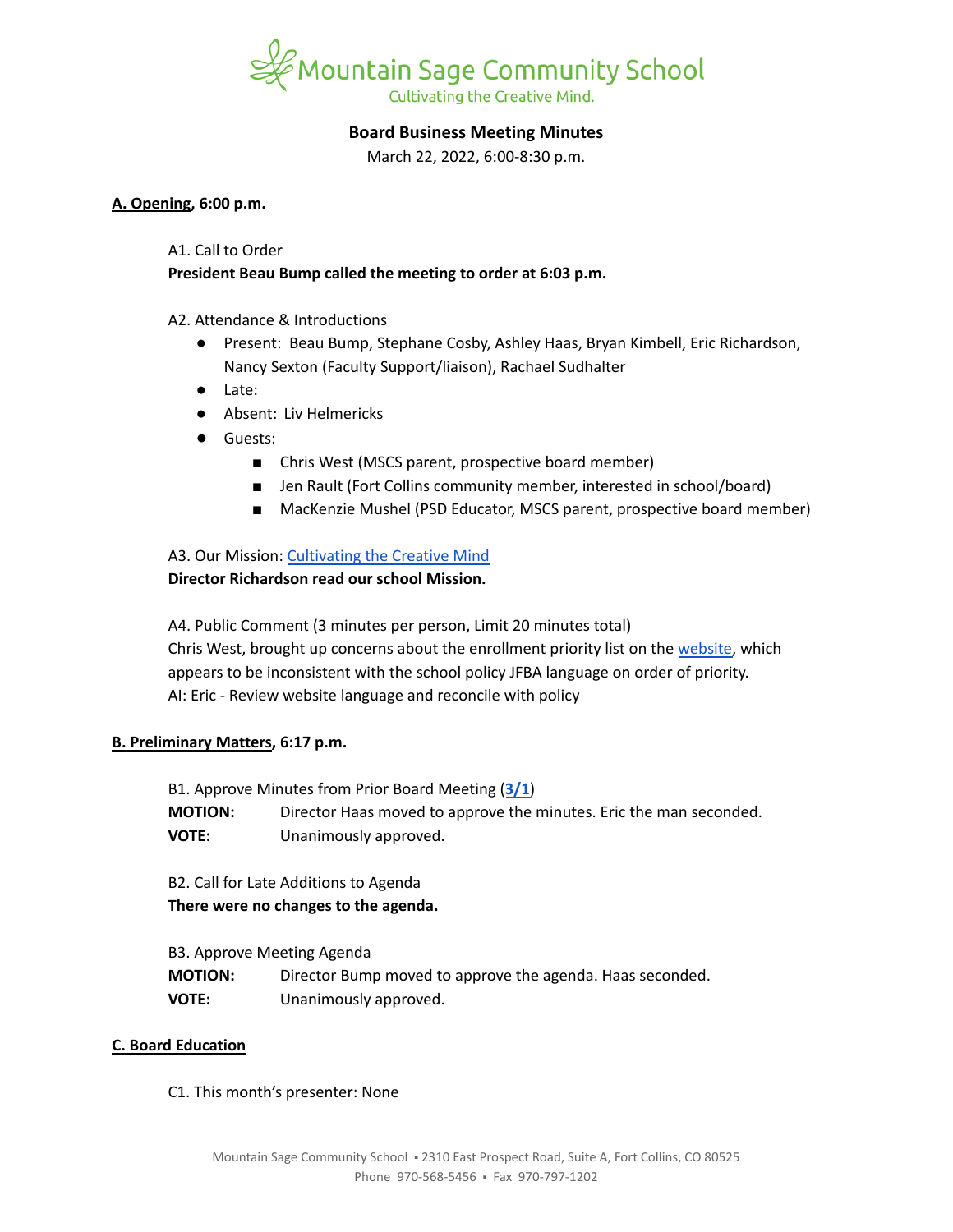Mountain Sage Community School

Cultivating the Creative Mind.

## Board Business Meeting Minutes

March 22, 2022, 6:00-8:30 p.m.

**A. Opening, 6:00 p.m.**

A1. Call to Order

**President Beau Bump called the meeting to order at 6:03 p.m.**

A2. Attendance & Introductions

- Present: Beau Bump, Stephane Cosby, Ashley Haas, Bryan Kimbell, Eric Richardson, Nancy Sexton (Faculty Support/liaison), Rachael Sudhalter
- Late:
- Absent: Liv Helmericks
- Guests:
  - Chris West (MSCS parent, prospective board member)
  - Jen Rault (Fort Collins community member, interested in school/board)
  - MacKenzie Mushel (PSD Educator, MSCS parent, prospective board member)

A3. Our Mission: Cultivating the Creative Mind

**Director Richardson read our school Mission.**

A4. Public Comment (3 minutes per person, Limit 20 minutes total)

Chris West, brought up concerns about the enrollment priority list on the website, which appears to be inconsistent with the school policy JFBA language on order of priority.

AI: Eric - Review website language and reconcile with policy

**B. Preliminary Matters, 6:17 p.m.**

B1. Approve Minutes from Prior Board Meeting (**3/1**)

**MOTION:** Director Haas moved to approve the minutes. Eric the man seconded.

**VOTE:** Unanimously approved.

B2. Call for Late Additions to Agenda

**There were no changes to the agenda.**

B3. Approve Meeting Agenda

**MOTION:** Director Bump moved to approve the agenda. Haas seconded.

**VOTE:** Unanimously approved.

**C. Board Education**

C1. This month's presenter: None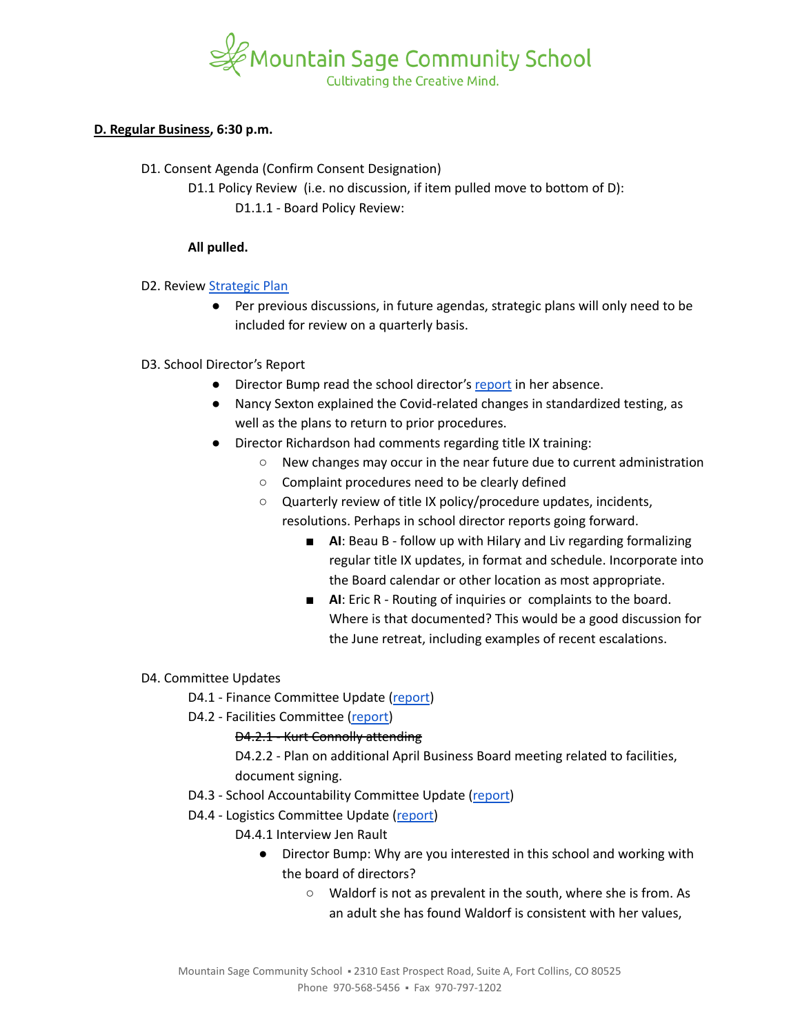**D. Regular Business**, **6:30 p.m.**

D1. Consent Agenda (Confirm Consent Designation)

D1.1 Policy Review (i.e. no discussion, if item pulled move to bottom of D):

D1.1.1 - Board Policy Review:

**All pulled.**

D2. Review Strategic Plan

- Per previous discussions, in future agendas, strategic plans will only need to be included for review on a quarterly basis.

D3. School Director's Report

- Director Bump read the school director's report in her absence.
- Nancy Sexton explained the Covid-related changes in standardized testing, as well as the plans to return to prior procedures.
- Director Richardson had comments regarding title IX training:
  - New changes may occur in the near future due to current administration
  - Complaint procedures need to be clearly defined
  - Quarterly review of title IX policy/procedure updates, incidents, resolutions. Perhaps in school director reports going forward.
    - **AI**: Beau B - follow up with Hilary and Liv regarding formalizing regular title IX updates, in format and schedule. Incorporate into the Board calendar or other location as most appropriate.
    - **AI**: Eric R - Routing of inquiries or complaints to the board. Where is that documented? This would be a good discussion for the June retreat, including examples of recent escalations.

D4. Committee Updates

D4.1 - Finance Committee Update (report)

D4.2 - Facilities Committee (report)

~~D4.2.1 - Kurt Connolly attending~~

D4.2.2 - Plan on additional April Business Board meeting related to facilities, document signing.

D4.3 - School Accountability Committee Update (report)

D4.4 - Logistics Committee Update (report)

D4.4.1 Interview Jen Rault

- Director Bump: Why are you interested in this school and working with the board of directors?
  - Waldorf is not as prevalent in the south, where she is from. As an adult she has found Waldorf is consistent with her values,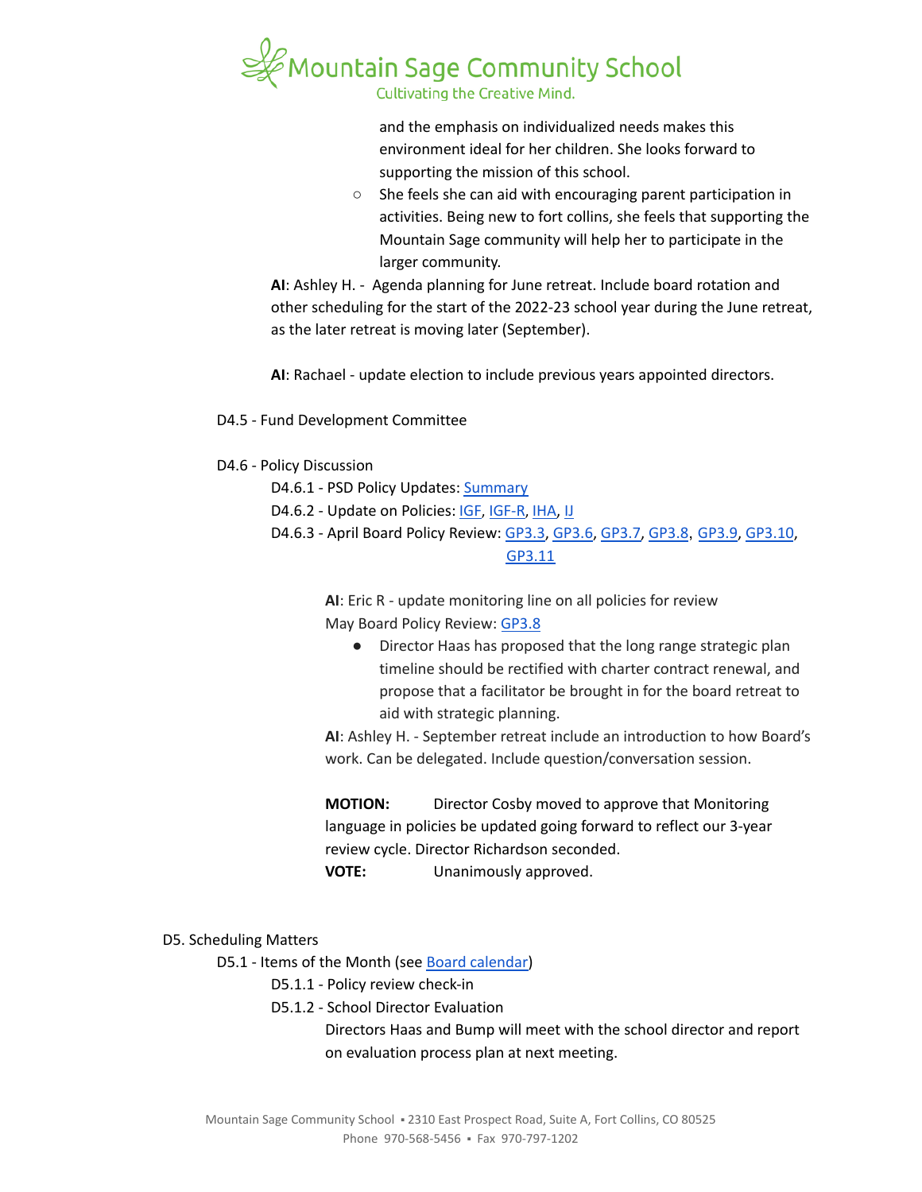and the emphasis on individualized needs makes this environment ideal for her children. She looks forward to supporting the mission of this school.

  - She feels she can aid with encouraging parent participation in activities. Being new to fort collins, she feels that supporting the Mountain Sage community will help her to participate in the larger community.

**AI**: Ashley H. - Agenda planning for June retreat. Include board rotation and other scheduling for the start of the 2022-23 school year during the June retreat, as the later retreat is moving later (September).

**AI**: Rachael - update election to include previous years appointed directors.

D4.5 - Fund Development Committee

D4.6 - Policy Discussion

D4.6.1 - PSD Policy Updates: Summary

D4.6.2 - Update on Policies: IGF, IGF-R, IHA, IJ

D4.6.3 - April Board Policy Review: GP3.3, GP3.6, GP3.7, GP3.8, GP3.9, GP3.10, GP3.11

**AI**: Eric R - update monitoring line on all policies for review

May Board Policy Review: GP3.8

- Director Haas has proposed that the long range strategic plan timeline should be rectified with charter contract renewal, and propose that a facilitator be brought in for the board retreat to aid with strategic planning.

**AI**: Ashley H. - September retreat include an introduction to how Board's work. Can be delegated. Include question/conversation session.

**MOTION:** Director Cosby moved to approve that Monitoring language in policies be updated going forward to reflect our 3-year review cycle. Director Richardson seconded.

**VOTE:** Unanimously approved.

D5. Scheduling Matters

D5.1 - Items of the Month (see Board calendar)

D5.1.1 - Policy review check-in

D5.1.2 - School Director Evaluation

Directors Haas and Bump will meet with the school director and report on evaluation process plan at next meeting.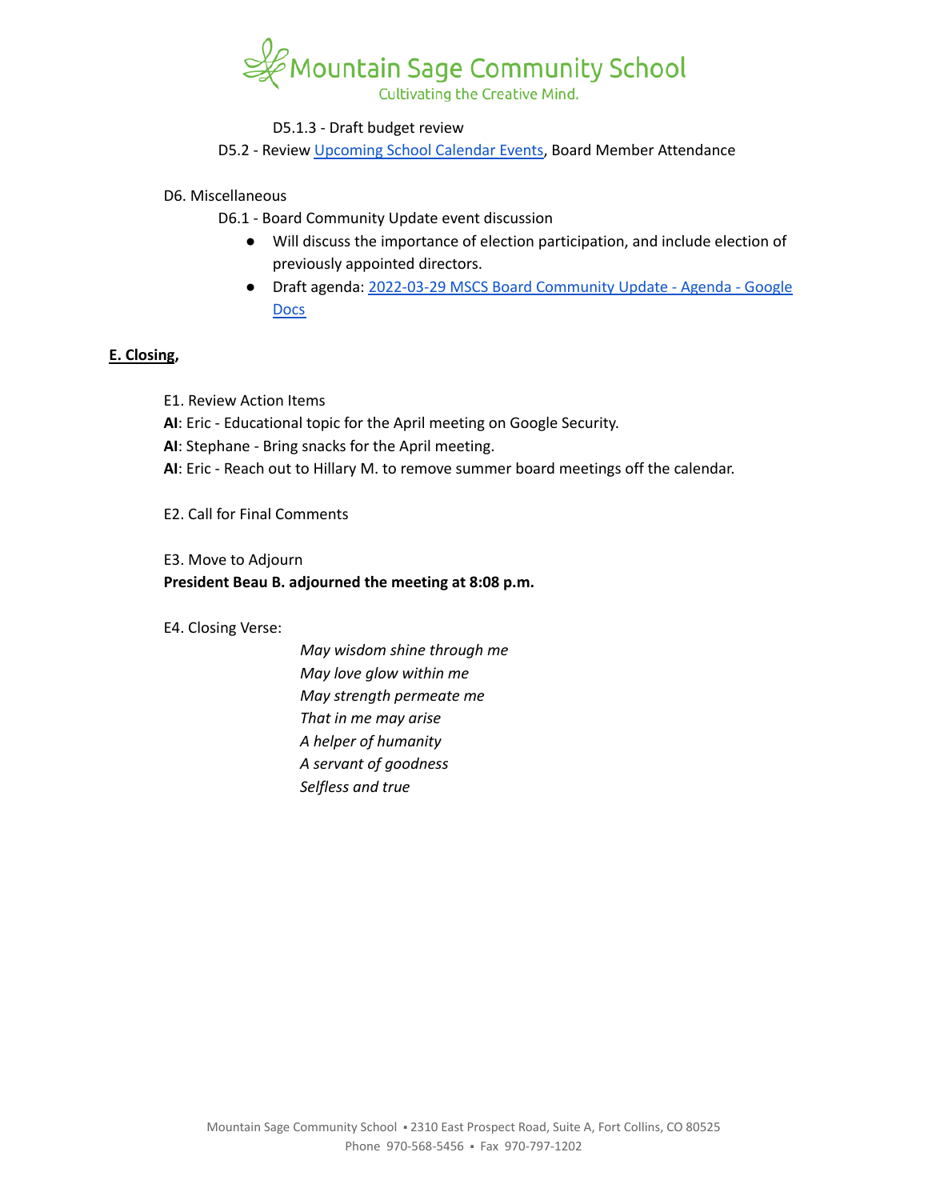D5.1.3 - Draft budget review

D5.2 - Review Upcoming School Calendar Events, Board Member Attendance

D6. Miscellaneous

D6.1 - Board Community Update event discussion

- Will discuss the importance of election participation, and include election of previously appointed directors.
- Draft agenda: 2022-03-29 MSCS Board Community Update - Agenda - Google Docs

**E. Closing,**

E1. Review Action Items

**AI**: Eric - Educational topic for the April meeting on Google Security.

**AI**: Stephane - Bring snacks for the April meeting.

**AI**: Eric - Reach out to Hillary M. to remove summer board meetings off the calendar.

E2. Call for Final Comments

E3. Move to Adjourn

**President Beau B. adjourned the meeting at 8:08 p.m.**

E4. Closing Verse:

*May wisdom shine through me*
*May love glow within me*
*May strength permeate me*
*That in me may arise*
*A helper of humanity*
*A servant of goodness*
*Selfless and true*